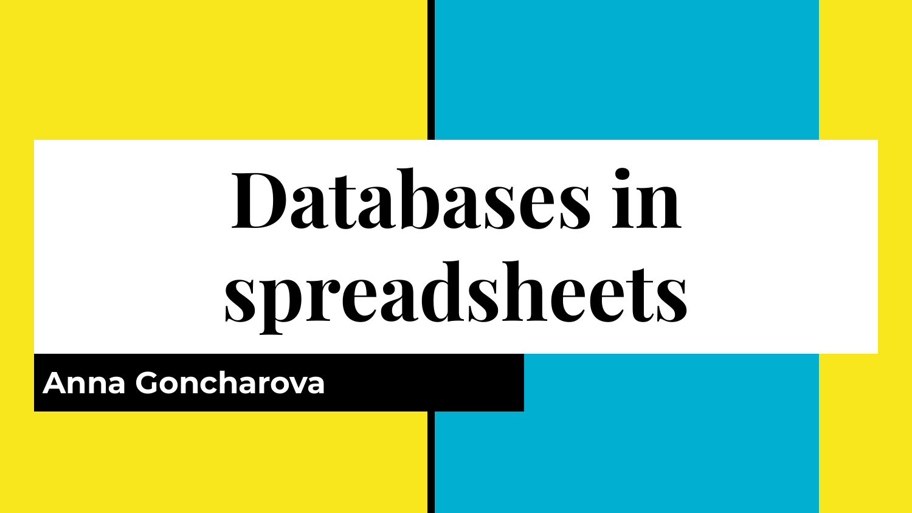# Databases in spreadsheets

**Anna Goncharova**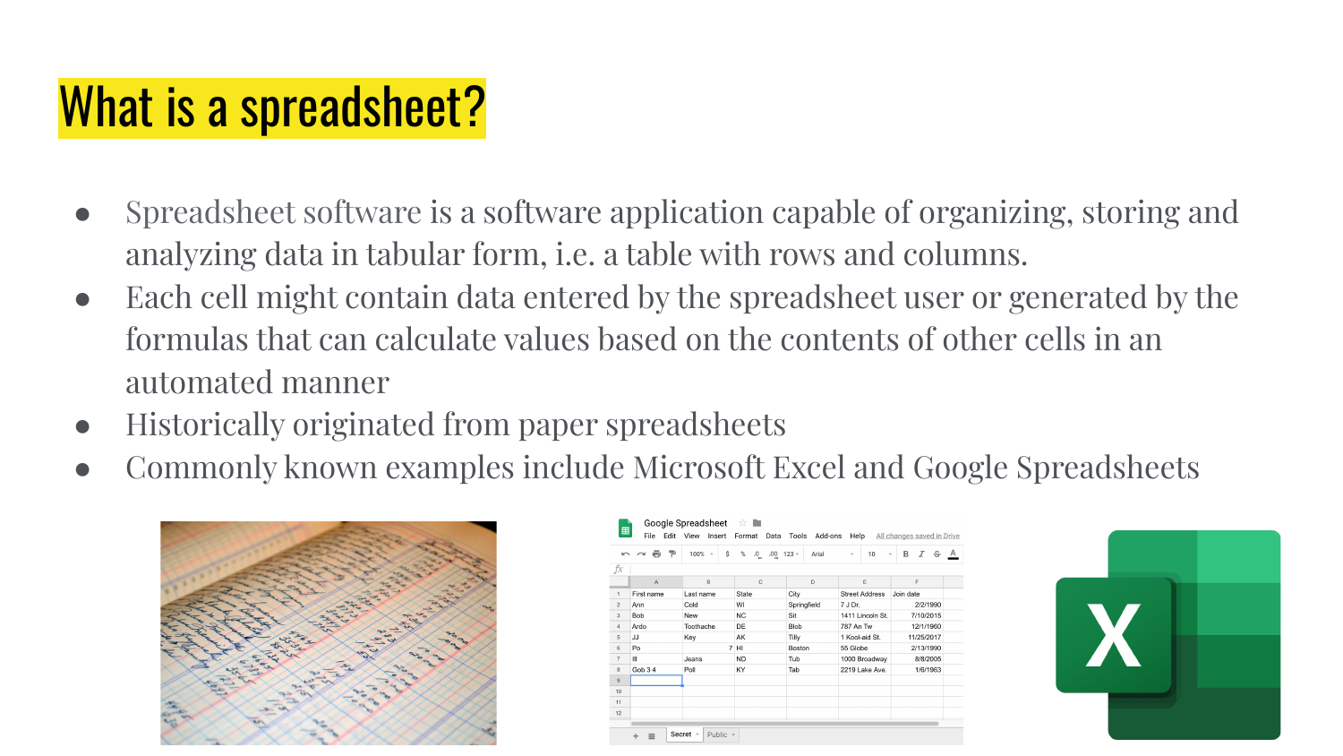# What is a spreadsheet?

- Spreadsheet software is a software application capable of organizing, storing and analyzing data in tabular form, i.e. a table with rows and columns.
- Each cell might contain data entered by the spreadsheet user or generated by the formulas that can calculate values based on the contents of other cells in an automated manner
- Historically originated from paper spreadsheets
- Commonly known examples include Microsoft Excel and Google Spreadsheets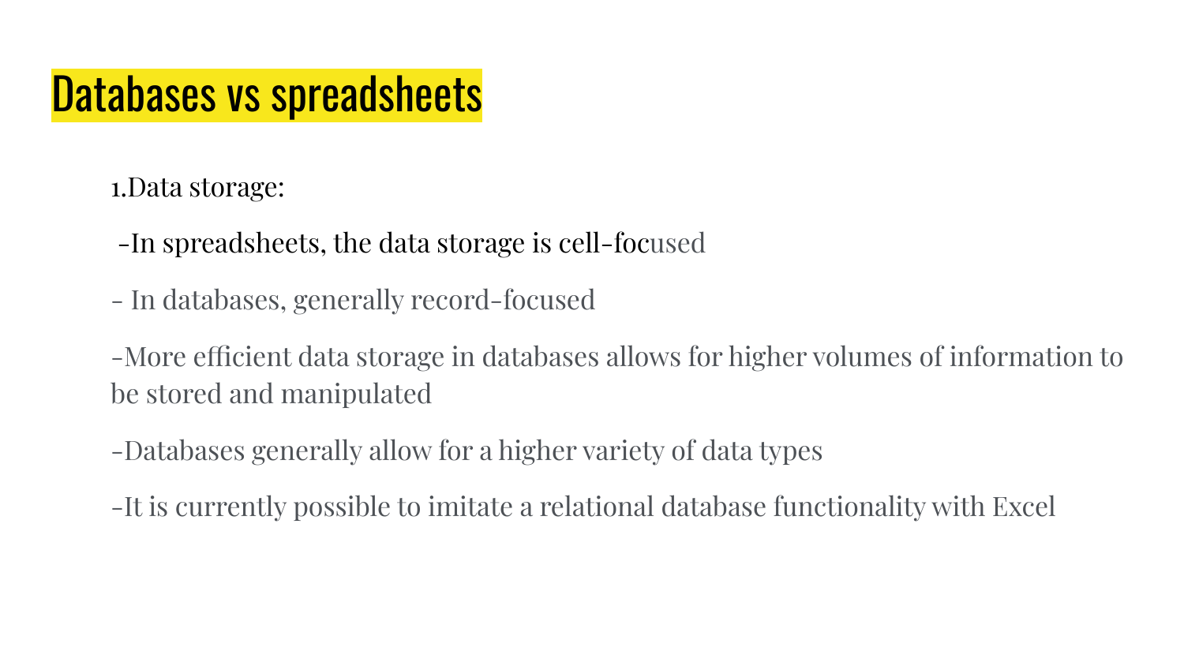# Databases vs spreadsheets

1.Data storage:

-In spreadsheets, the data storage is cell-focused

- In databases, generally record-focused

-More efficient data storage in databases allows for higher volumes of information to be stored and manipulated

-Databases generally allow for a higher variety of data types

-It is currently possible to imitate a relational database functionality with Excel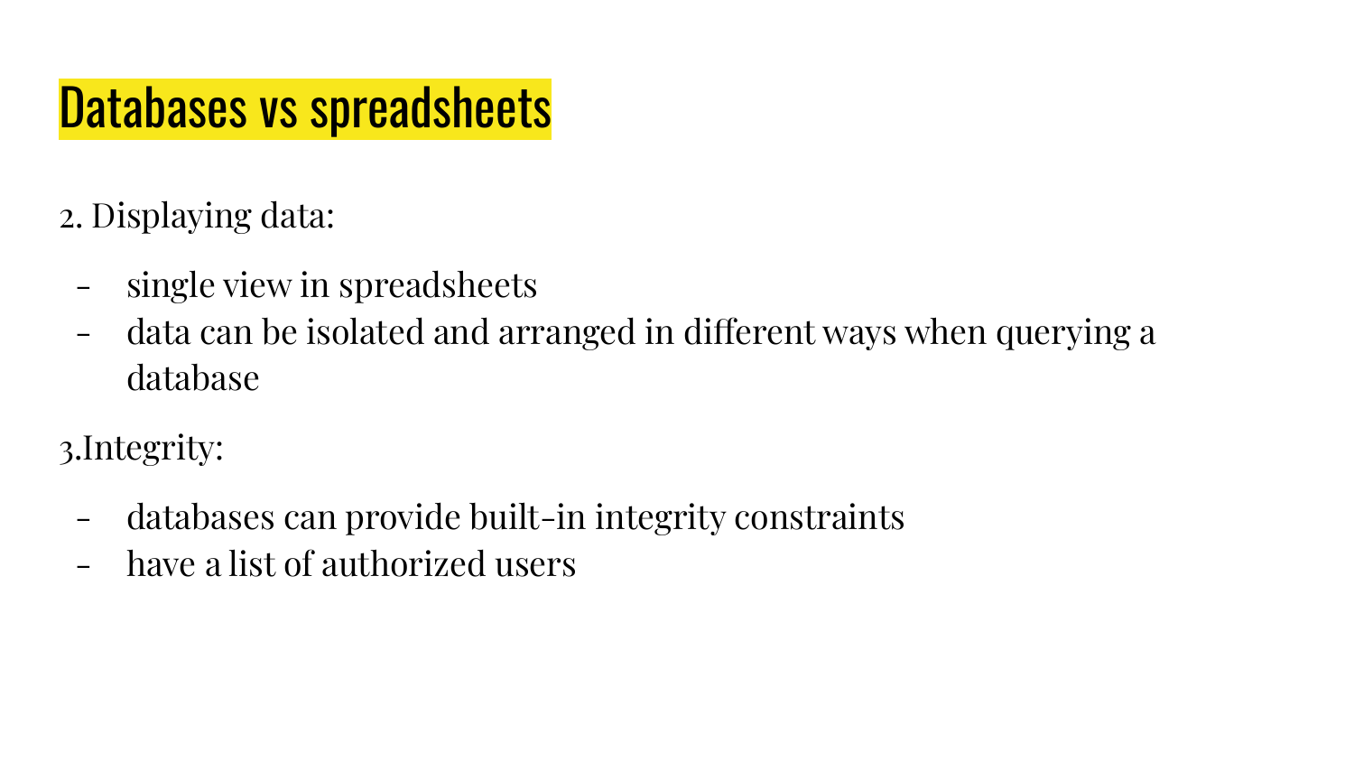# Databases vs spreadsheets

2. Displaying data:

- single view in spreadsheets
- data can be isolated and arranged in different ways when querying a database

3.Integrity:

- databases can provide built-in integrity constraints
- have a list of authorized users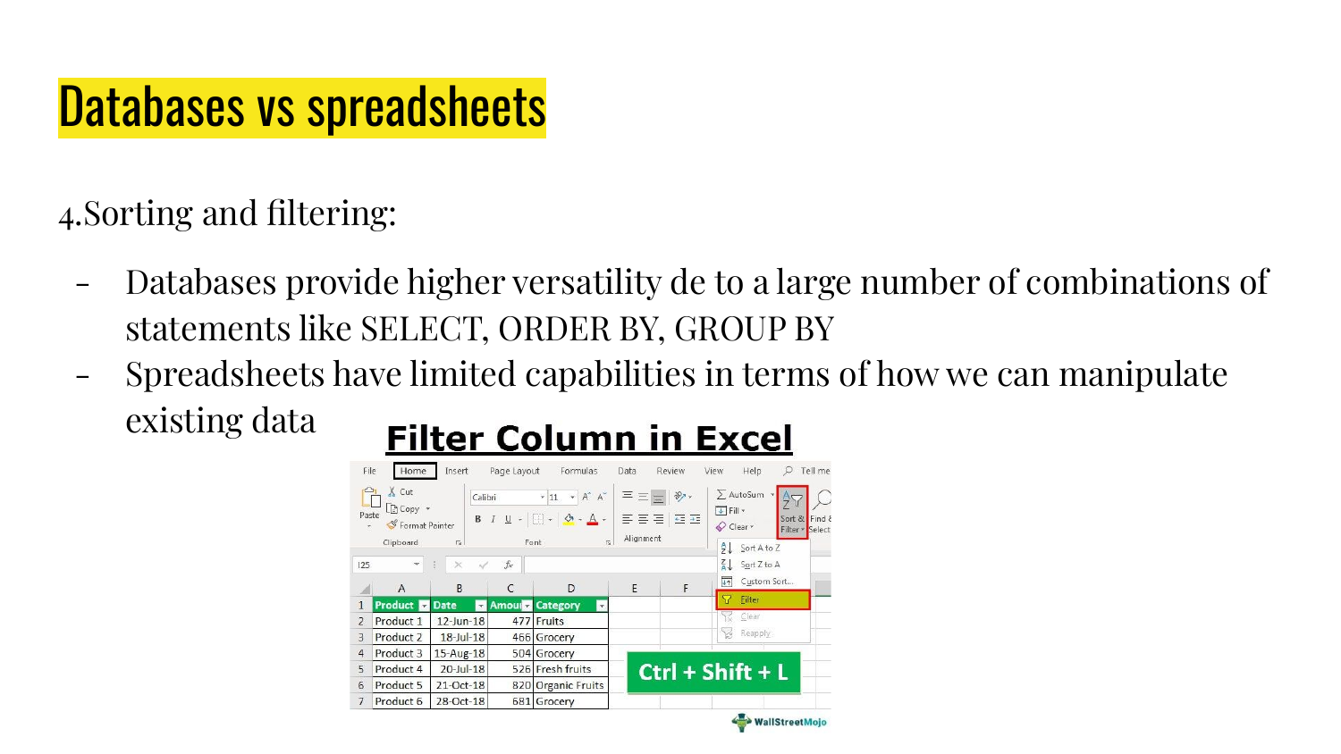# Databases vs spreadsheets

4.Sorting and filtering:

- Databases provide higher versatility de to a large number of combinations of statements like SELECT, ORDER BY, GROUP BY
- Spreadsheets have limited capabilities in terms of how we can manipulate existing data

**Filter Column in Excel**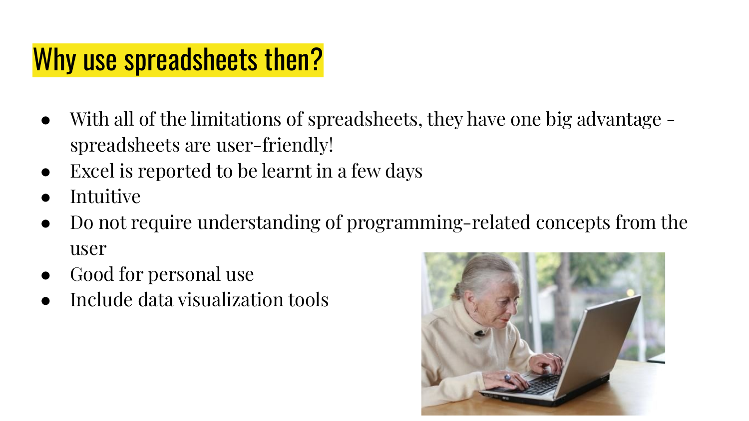# Why use spreadsheets then?

- With all of the limitations of spreadsheets, they have one big advantage - spreadsheets are user-friendly!
- Excel is reported to be learnt in a few days
- Intuitive
- Do not require understanding of programming-related concepts from the user
- Good for personal use
- Include data visualization tools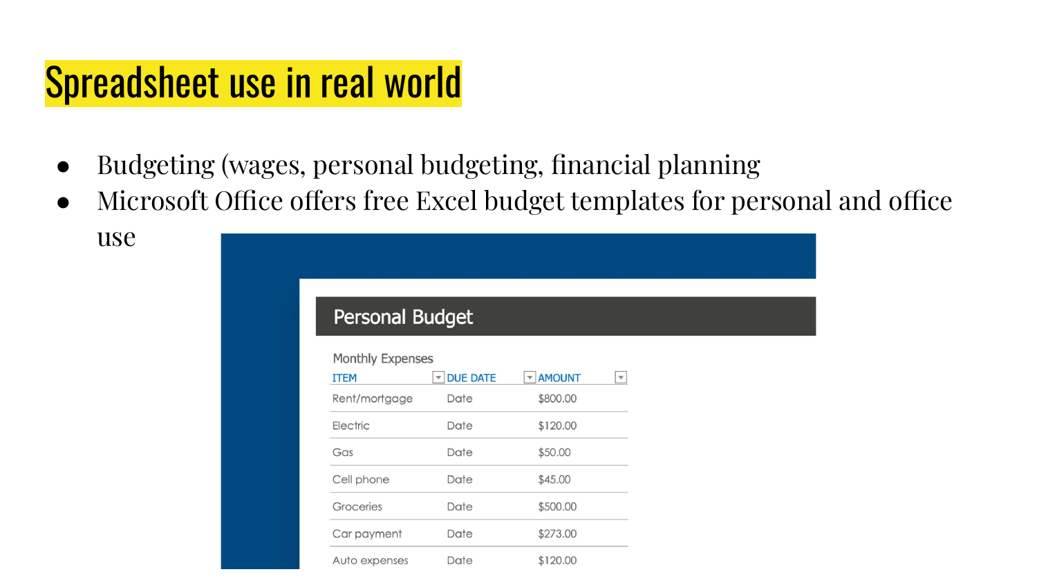# Spreadsheet use in real world

- Budgeting (wages, personal budgeting, financial planning
- Microsoft Office offers free Excel budget templates for personal and office use

## Personal Budget

Monthly Expenses

| ITEM | DUE DATE | AMOUNT |
|---|---|---|
| Rent/mortgage | Date | $800.00 |
| Electric | Date | $120.00 |
| Gas | Date | $50.00 |
| Cell phone | Date | $45.00 |
| Groceries | Date | $500.00 |
| Car payment | Date | $273.00 |
| Auto expenses | Date | $120.00 |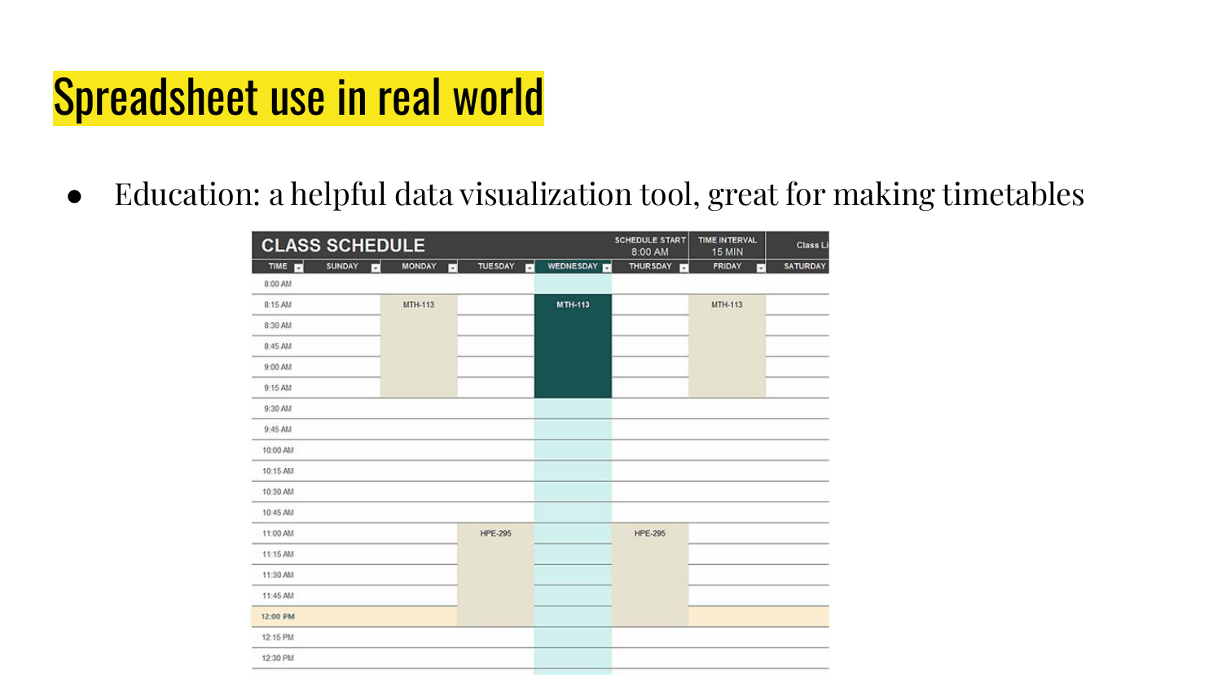# Spreadsheet use in real world

- Education: a helpful data visualization tool, great for making timetables

| CLASS SCHEDULE | | | | | SCHEDULE START 8:00 AM | TIME INTERVAL 15 MIN | Class Li |
|---|---|---|---|---|---|---|---|
| TIME | SUNDAY | MONDAY | TUESDAY | WEDNESDAY | THURSDAY | FRIDAY | SATURDAY |
| 8:00 AM | | | | | | | |
| 8:15 AM | | MTH-113 | | MTH-113 | | MTH-113 | |
| 8:30 AM | | | | | | | |
| 8:45 AM | | | | | | | |
| 9:00 AM | | | | | | | |
| 9:15 AM | | | | | | | |
| 9:30 AM | | | | | | | |
| 9:45 AM | | | | | | | |
| 10:00 AM | | | | | | | |
| 10:15 AM | | | | | | | |
| 10:30 AM | | | | | | | |
| 10:45 AM | | | | | | | |
| 11:00 AM | | | HPE-295 | | HPE-295 | | |
| 11:15 AM | | | | | | | |
| 11:30 AM | | | | | | | |
| 11:45 AM | | | | | | | |
| 12:00 PM | | | | | | | |
| 12:15 PM | | | | | | | |
| 12:30 PM | | | | | | | |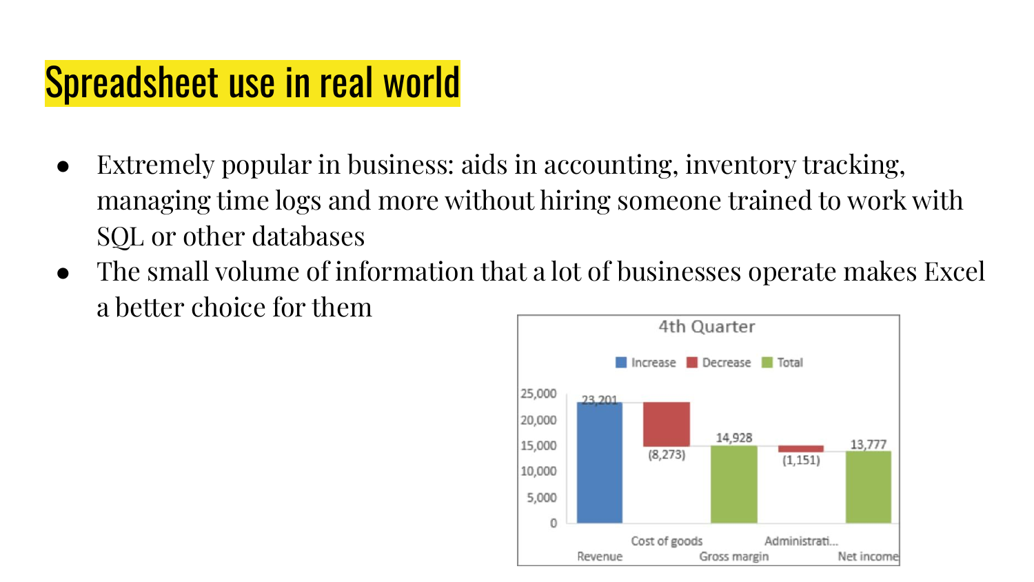# Spreadsheet use in real world

- Extremely popular in business: aids in accounting, inventory tracking, managing time logs and more without hiring someone trained to work with SQL or other databases
- The small volume of information that a lot of businesses operate makes Excel a better choice for them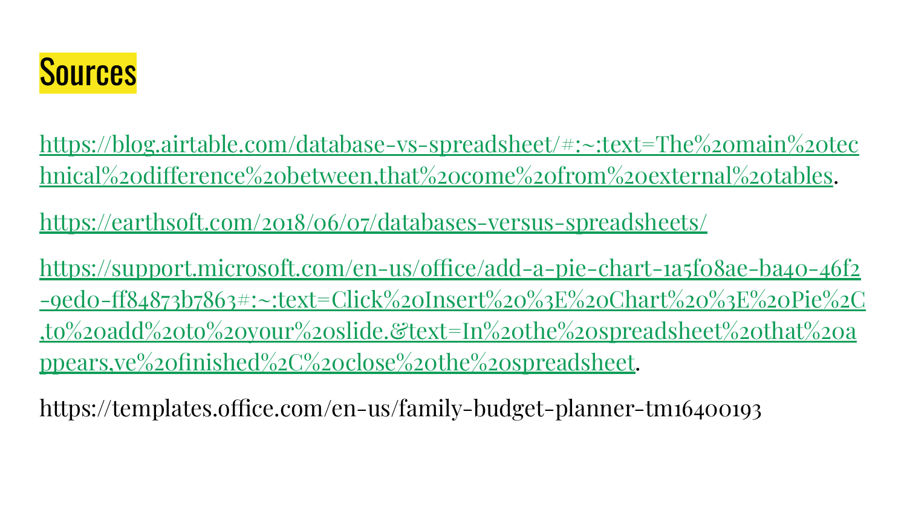# Sources

https://blog.airtable.com/database-vs-spreadsheet/#:~:text=The%20main%20technical%20difference%20between,that%20come%20from%20external%20tables.

https://earthsoft.com/2018/06/07/databases-versus-spreadsheets/

https://support.microsoft.com/en-us/office/add-a-pie-chart-1a5f08ae-ba40-46f2-9ed0-ff84873b7863#:~:text=Click%20Insert%20%3E%20Chart%20%3E%20Pie%2C,to%20add%20to%20your%20slide.&text=In%20the%20spreadsheet%20that%20appears,ve%20finished%2C%20close%20the%20spreadsheet.

https://templates.office.com/en-us/family-budget-planner-tm16400193